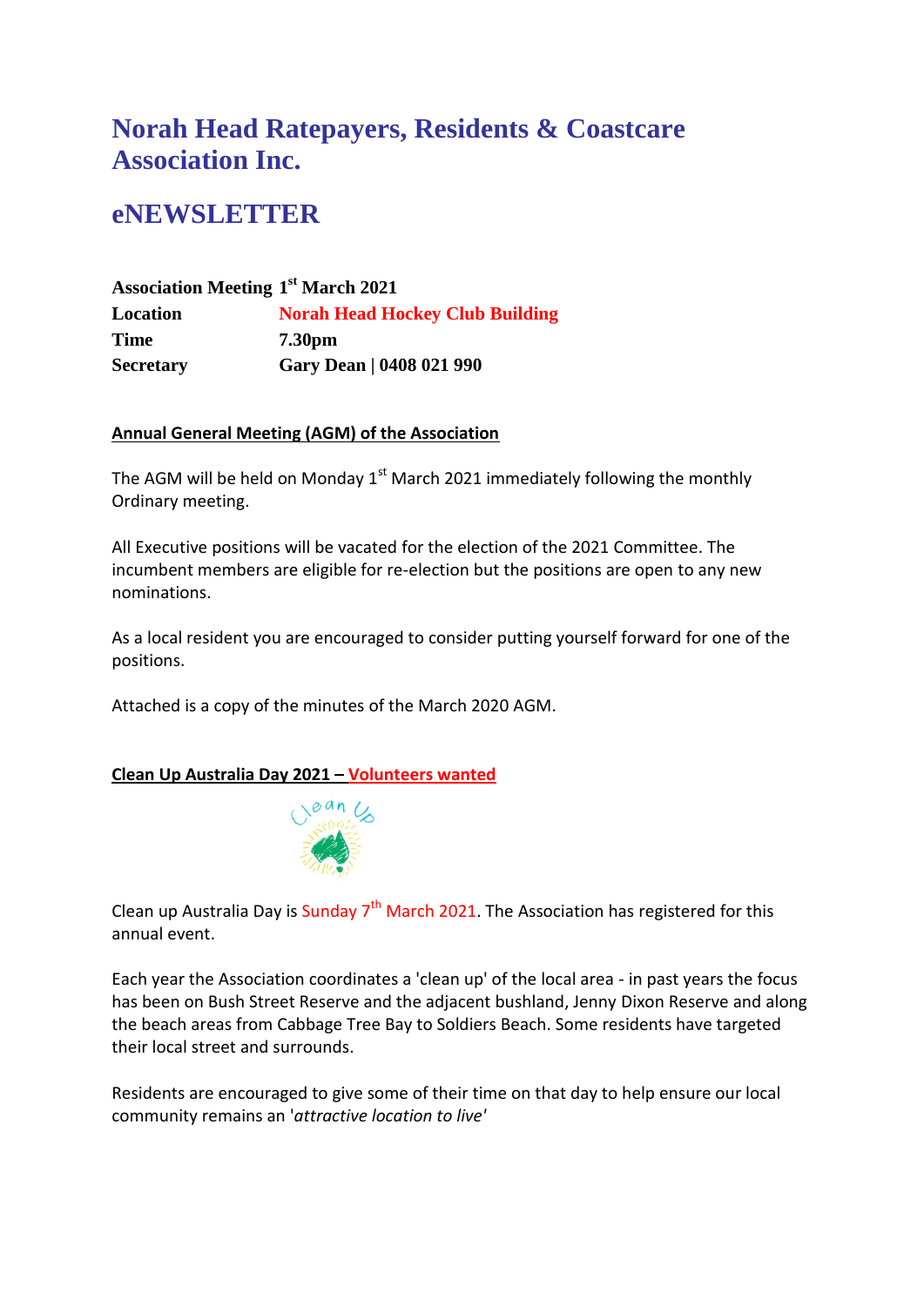# Norah Head Ratepayers, Residents & Coastcare Association Inc.

# eNEWSLETTER

| | |
|---|---|
| **Association Meeting** | **1st March 2021** |
| **Location** | **Norah Head Hockey Club Building** |
| **Time** | **7.30pm** |
| **Secretary** | **Gary Dean \| 0408 021 990** |

**Annual General Meeting (AGM) of the Association**

The AGM will be held on Monday 1st March 2021 immediately following the monthly Ordinary meeting.

All Executive positions will be vacated for the election of the 2021 Committee. The incumbent members are eligible for re-election but the positions are open to any new nominations.

As a local resident you are encouraged to consider putting yourself forward for one of the positions.

Attached is a copy of the minutes of the March 2020 AGM.

**Clean Up Australia Day 2021 – Volunteers wanted**

Clean up Australia Day is Sunday 7th March 2021. The Association has registered for this annual event.

Each year the Association coordinates a 'clean up' of the local area - in past years the focus has been on Bush Street Reserve and the adjacent bushland, Jenny Dixon Reserve and along the beach areas from Cabbage Tree Bay to Soldiers Beach. Some residents have targeted their local street and surrounds.

Residents are encouraged to give some of their time on that day to help ensure our local community remains an '*attractive location to live'*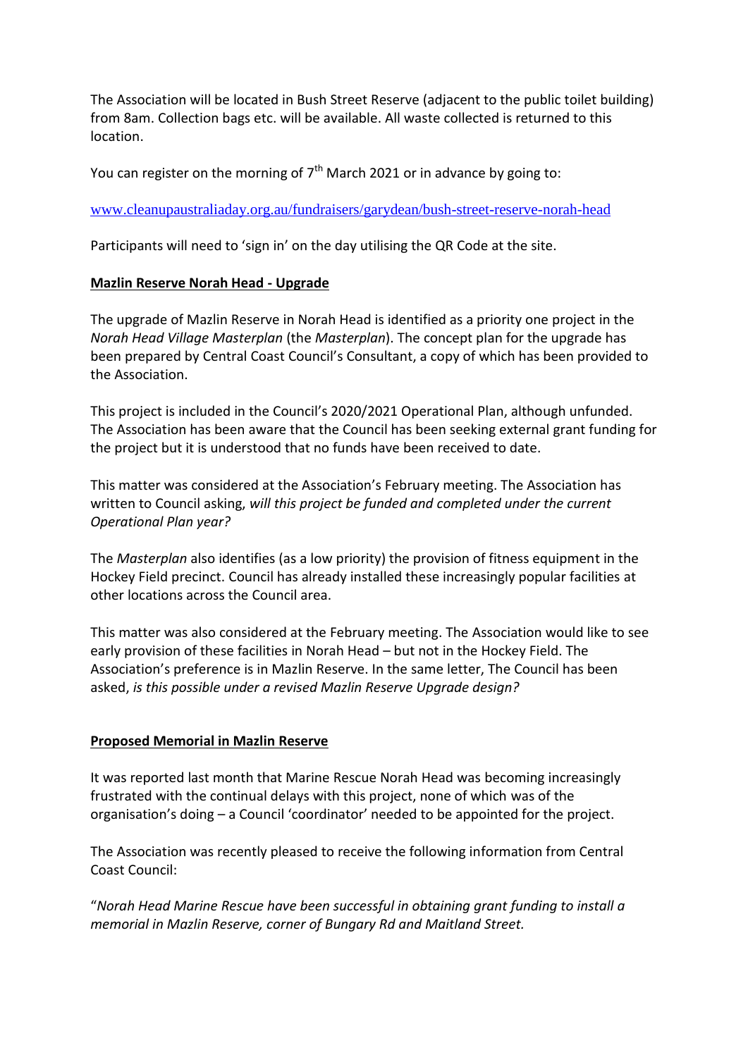The Association will be located in Bush Street Reserve (adjacent to the public toilet building) from 8am. Collection bags etc. will be available. All waste collected is returned to this location.

You can register on the morning of 7th March 2021 or in advance by going to:

www.cleanupaustraliaday.org.au/fundraisers/garydean/bush-street-reserve-norah-head

Participants will need to 'sign in' on the day utilising the QR Code at the site.

**Mazlin Reserve Norah Head - Upgrade**

The upgrade of Mazlin Reserve in Norah Head is identified as a priority one project in the *Norah Head Village Masterplan* (the *Masterplan*). The concept plan for the upgrade has been prepared by Central Coast Council's Consultant, a copy of which has been provided to the Association.

This project is included in the Council's 2020/2021 Operational Plan, although unfunded. The Association has been aware that the Council has been seeking external grant funding for the project but it is understood that no funds have been received to date.

This matter was considered at the Association's February meeting. The Association has written to Council asking, *will this project be funded and completed under the current Operational Plan year?*

The *Masterplan* also identifies (as a low priority) the provision of fitness equipment in the Hockey Field precinct. Council has already installed these increasingly popular facilities at other locations across the Council area.

This matter was also considered at the February meeting. The Association would like to see early provision of these facilities in Norah Head – but not in the Hockey Field. The Association's preference is in Mazlin Reserve. In the same letter, The Council has been asked, *is this possible under a revised Mazlin Reserve Upgrade design?*

**Proposed Memorial in Mazlin Reserve**

It was reported last month that Marine Rescue Norah Head was becoming increasingly frustrated with the continual delays with this project, none of which was of the organisation's doing – a Council 'coordinator' needed to be appointed for the project.

The Association was recently pleased to receive the following information from Central Coast Council:

"*Norah Head Marine Rescue have been successful in obtaining grant funding to install a memorial in Mazlin Reserve, corner of Bungary Rd and Maitland Street.*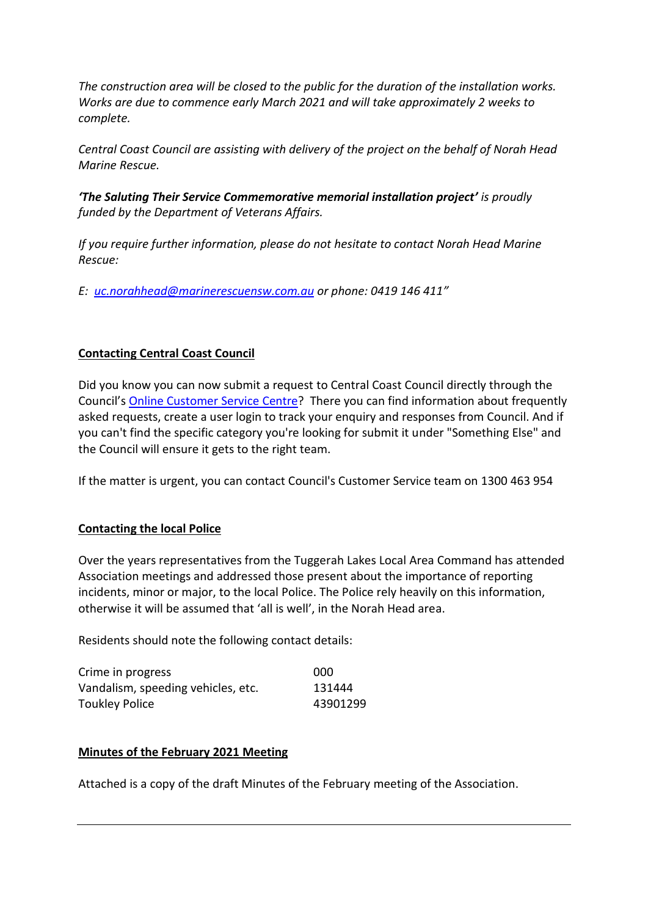*The construction area will be closed to the public for the duration of the installation works. Works are due to commence early March 2021 and will take approximately 2 weeks to complete.*

*Central Coast Council are assisting with delivery of the project on the behalf of Norah Head Marine Rescue.*

***'The Saluting Their Service Commemorative memorial installation project'** is proudly funded by the Department of Veterans Affairs.*

*If you require further information, please do not hesitate to contact Norah Head Marine Rescue:*

*E: [uc.norahhead@marinerescuensw.com.au](mailto:uc.norahhead@marinerescuensw.com.au) or phone: 0419 146 411"*

**Contacting Central Coast Council**

Did you know you can now submit a request to Central Coast Council directly through the Council's [Online Customer Service Centre](#)? There you can find information about frequently asked requests, create a user login to track your enquiry and responses from Council. And if you can't find the specific category you're looking for submit it under "Something Else" and the Council will ensure it gets to the right team.

If the matter is urgent, you can contact Council's Customer Service team on 1300 463 954

**Contacting the local Police**

Over the years representatives from the Tuggerah Lakes Local Area Command has attended Association meetings and addressed those present about the importance of reporting incidents, minor or major, to the local Police. The Police rely heavily on this information, otherwise it will be assumed that 'all is well', in the Norah Head area.

Residents should note the following contact details:

| | |
|---|---|
| Crime in progress | 000 |
| Vandalism, speeding vehicles, etc. | 131444 |
| Toukley Police | 43901299 |

**Minutes of the February 2021 Meeting**

Attached is a copy of the draft Minutes of the February meeting of the Association.

---